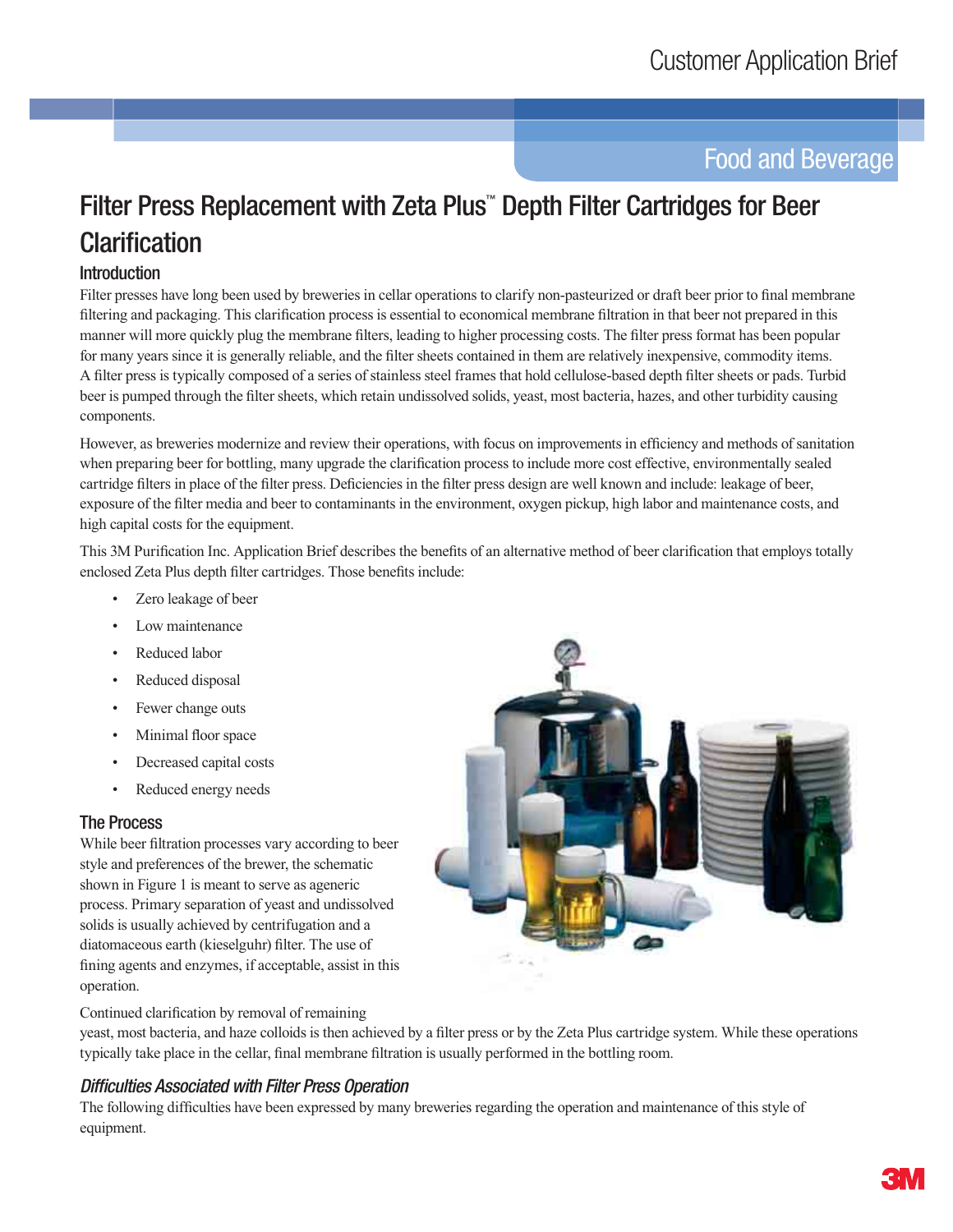Customer Application Brief

Food and Beverage

# Filter Press Replacement with Zeta Plus™ Depth Filter Cartridges for Beer Clarification

## Introduction

Filter presses have long been used by breweries in cellar operations to clarify non-pasteurized or draft beer prior to final membrane filtering and packaging. This clarification process is essential to economical membrane filtration in that beer not prepared in this manner will more quickly plug the membrane filters, leading to higher processing costs. The filter press format has been popular for many years since it is generally reliable, and the filter sheets contained in them are relatively inexpensive, commodity items. A filter press is typically composed of a series of stainless steel frames that hold cellulose-based depth filter sheets or pads. Turbid beer is pumped through the filter sheets, which retain undissolved solids, yeast, most bacteria, hazes, and other turbidity causing components.

However, as breweries modernize and review their operations, with focus on improvements in efficiency and methods of sanitation when preparing beer for bottling, many upgrade the clarification process to include more cost effective, environmentally sealed cartridge filters in place of the filter press. Deficiencies in the filter press design are well known and include: leakage of beer, exposure of the filter media and beer to contaminants in the environment, oxygen pickup, high labor and maintenance costs, and high capital costs for the equipment.

This 3M Purification Inc. Application Brief describes the benefits of an alternative method of beer clarification that employs totally enclosed Zeta Plus depth filter cartridges. Those benefits include:

- Zero leakage of beer
- Low maintenance
- Reduced labor
- Reduced disposal
- Fewer change outs
- Minimal floor space
- Decreased capital costs
- Reduced energy needs

## The Process

While beer filtration processes vary according to beer style and preferences of the brewer, the schematic shown in Figure 1 is meant to serve as ageneric process. Primary separation of yeast and undissolved solids is usually achieved by centrifugation and a diatomaceous earth (kieselguhr) filter. The use of fining agents and enzymes, if acceptable, assist in this operation.

Continued clarification by removal of remaining yeast, most bacteria, and haze colloids is then achieved by a filter press or by the Zeta Plus cartridge system. While these operations typically take place in the cellar, final membrane filtration is usually performed in the bottling room.

### *Difficulties Associated with Filter Press Operation*

The following difficulties have been expressed by many breweries regarding the operation and maintenance of this style of equipment.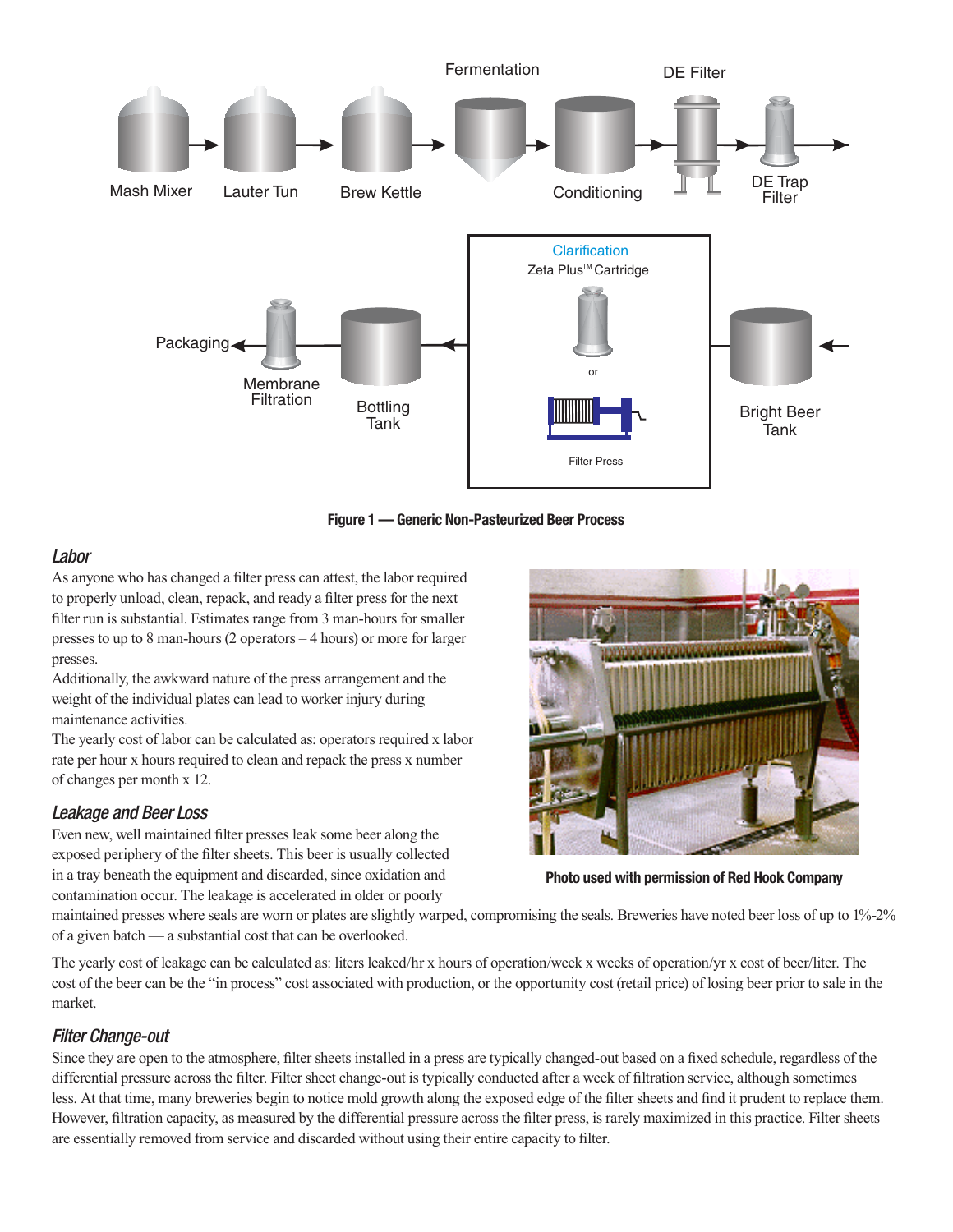**Figure 1 — Generic Non-Pasteurized Beer Process**

### *Labor*

As anyone who has changed a filter press can attest, the labor required to properly unload, clean, repack, and ready a filter press for the next filter run is substantial. Estimates range from 3 man-hours for smaller presses to up to 8 man-hours (2 operators – 4 hours) or more for larger presses.

Additionally, the awkward nature of the press arrangement and the weight of the individual plates can lead to worker injury during maintenance activities.

The yearly cost of labor can be calculated as: operators required x labor rate per hour x hours required to clean and repack the press x number of changes per month x 12.

**Photo used with permission of Red Hook Company**

### *Leakage and Beer Loss*

Even new, well maintained filter presses leak some beer along the exposed periphery of the filter sheets. This beer is usually collected in a tray beneath the equipment and discarded, since oxidation and contamination occur. The leakage is accelerated in older or poorly maintained presses where seals are worn or plates are slightly warped, compromising the seals. Breweries have noted beer loss of up to 1%-2% of a given batch — a substantial cost that can be overlooked.

The yearly cost of leakage can be calculated as: liters leaked/hr x hours of operation/week x weeks of operation/yr x cost of beer/liter. The cost of the beer can be the "in process" cost associated with production, or the opportunity cost (retail price) of losing beer prior to sale in the market.

### *Filter Change-out*

Since they are open to the atmosphere, filter sheets installed in a press are typically changed-out based on a fixed schedule, regardless of the differential pressure across the filter. Filter sheet change-out is typically conducted after a week of filtration service, although sometimes less. At that time, many breweries begin to notice mold growth along the exposed edge of the filter sheets and find it prudent to replace them. However, filtration capacity, as measured by the differential pressure across the filter press, is rarely maximized in this practice. Filter sheets are essentially removed from service and discarded without using their entire capacity to filter.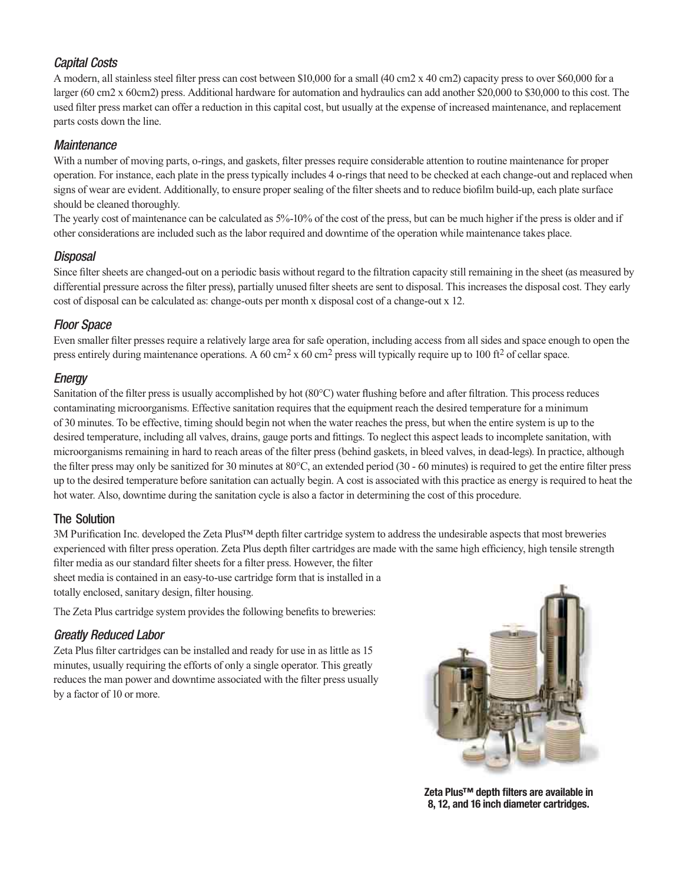### *Capital Costs*

A modern, all stainless steel filter press can cost between $10,000 for a small (40 cm2 x 40 cm2) capacity press to over $60,000 for a larger (60 cm2 x 60cm2) press. Additional hardware for automation and hydraulics can add another $20,000 to $30,000 to this cost. The used filter press market can offer a reduction in this capital cost, but usually at the expense of increased maintenance, and replacement parts costs down the line.

### *Maintenance*

With a number of moving parts, o-rings, and gaskets, filter presses require considerable attention to routine maintenance for proper operation. For instance, each plate in the press typically includes 4 o-rings that need to be checked at each change-out and replaced when signs of wear are evident. Additionally, to ensure proper sealing of the filter sheets and to reduce biofilm build-up, each plate surface should be cleaned thoroughly.

The yearly cost of maintenance can be calculated as 5%-10% of the cost of the press, but can be much higher if the press is older and if other considerations are included such as the labor required and downtime of the operation while maintenance takes place.

### *Disposal*

Since filter sheets are changed-out on a periodic basis without regard to the filtration capacity still remaining in the sheet (as measured by differential pressure across the filter press), partially unused filter sheets are sent to disposal. This increases the disposal cost. They early cost of disposal can be calculated as: change-outs per month x disposal cost of a change-out x 12.

### *Floor Space*

Even smaller filter presses require a relatively large area for safe operation, including access from all sides and space enough to open the press entirely during maintenance operations. A 60 $cm^2$ x 60 $cm^2$ press will typically require up to 100 $ft^2$ of cellar space.

### *Energy*

Sanitation of the filter press is usually accomplished by hot (80°C) water flushing before and after filtration. This process reduces contaminating microorganisms. Effective sanitation requires that the equipment reach the desired temperature for a minimum of 30 minutes. To be effective, timing should begin not when the water reaches the press, but when the entire system is up to the desired temperature, including all valves, drains, gauge ports and fittings. To neglect this aspect leads to incomplete sanitation, with microorganisms remaining in hard to reach areas of the filter press (behind gaskets, in bleed valves, in dead-legs). In practice, although the filter press may only be sanitized for 30 minutes at 80°C, an extended period (30 - 60 minutes) is required to get the entire filter press up to the desired temperature before sanitation can actually begin. A cost is associated with this practice as energy is required to heat the hot water. Also, downtime during the sanitation cycle is also a factor in determining the cost of this procedure.

## The Solution

3M Purification Inc. developed the Zeta Plus™ depth filter cartridge system to address the undesirable aspects that most breweries experienced with filter press operation. Zeta Plus depth filter cartridges are made with the same high efficiency, high tensile strength filter media as our standard filter sheets for a filter press. However, the filter sheet media is contained in an easy-to-use cartridge form that is installed in a totally enclosed, sanitary design, filter housing.

The Zeta Plus cartridge system provides the following benefits to breweries:

### *Greatly Reduced Labor*

Zeta Plus filter cartridges can be installed and ready for use in as little as 15 minutes, usually requiring the efforts of only a single operator. This greatly reduces the man power and downtime associated with the filter press usually by a factor of 10 or more.

**Zeta Plus™ depth filters are available in 8, 12, and 16 inch diameter cartridges.**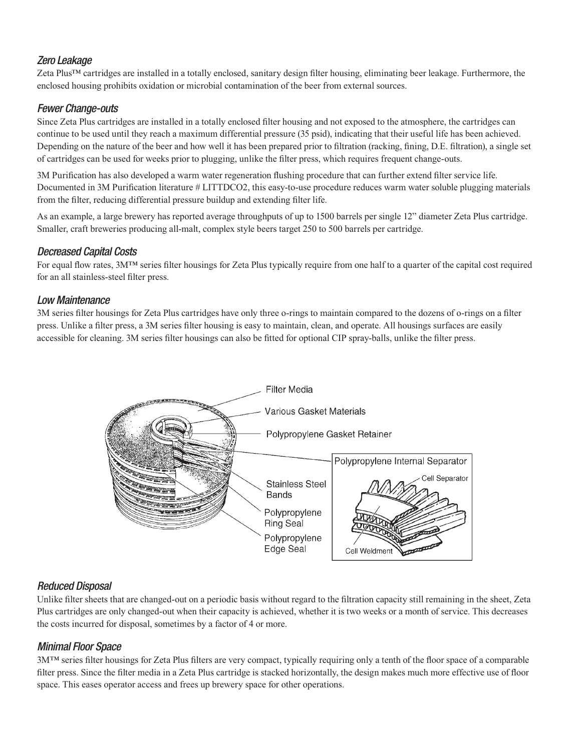### *Zero Leakage*

Zeta Plus™ cartridges are installed in a totally enclosed, sanitary design filter housing, eliminating beer leakage. Furthermore, the enclosed housing prohibits oxidation or microbial contamination of the beer from external sources.

### *Fewer Change-outs*

Since Zeta Plus cartridges are installed in a totally enclosed filter housing and not exposed to the atmosphere, the cartridges can continue to be used until they reach a maximum differential pressure (35 psid), indicating that their useful life has been achieved. Depending on the nature of the beer and how well it has been prepared prior to filtration (racking, fining, D.E. filtration), a single set of cartridges can be used for weeks prior to plugging, unlike the filter press, which requires frequent change-outs.

3M Purification has also developed a warm water regeneration flushing procedure that can further extend filter service life. Documented in 3M Purification literature # LITTDCO2, this easy-to-use procedure reduces warm water soluble plugging materials from the filter, reducing differential pressure buildup and extending filter life.

As an example, a large brewery has reported average throughputs of up to 1500 barrels per single 12" diameter Zeta Plus cartridge. Smaller, craft breweries producing all-malt, complex style beers target 250 to 500 barrels per cartridge.

### *Decreased Capital Costs*

For equal flow rates, 3M™ series filter housings for Zeta Plus typically require from one half to a quarter of the capital cost required for an all stainless-steel filter press.

### *Low Maintenance*

3M series filter housings for Zeta Plus cartridges have only three o-rings to maintain compared to the dozens of o-rings on a filter press. Unlike a filter press, a 3M series filter housing is easy to maintain, clean, and operate. All housings surfaces are easily accessible for cleaning. 3M series filter housings can also be fitted for optional CIP spray-balls, unlike the filter press.

Filter Media
Various Gasket Materials
Polypropylene Gasket Retainer
Polypropylene Internal Separator
Cell Separator
Stainless Steel Bands
Polypropylene Ring Seal
Polypropylene Edge Seal
Cell Weldment

### *Reduced Disposal*

Unlike filter sheets that are changed-out on a periodic basis without regard to the filtration capacity still remaining in the sheet, Zeta Plus cartridges are only changed-out when their capacity is achieved, whether it is two weeks or a month of service. This decreases the costs incurred for disposal, sometimes by a factor of 4 or more.

### *Minimal Floor Space*

3M™ series filter housings for Zeta Plus filters are very compact, typically requiring only a tenth of the floor space of a comparable filter press. Since the filter media in a Zeta Plus cartridge is stacked horizontally, the design makes much more effective use of floor space. This eases operator access and frees up brewery space for other operations.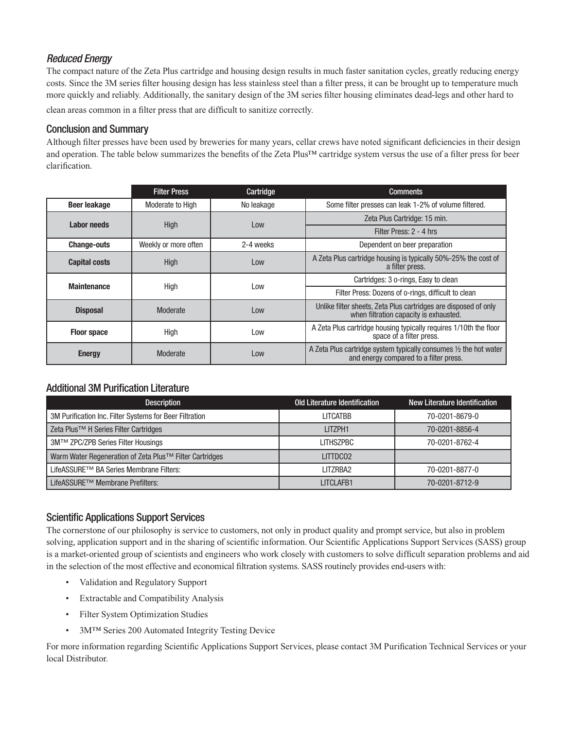### *Reduced Energy*

The compact nature of the Zeta Plus cartridge and housing design results in much faster sanitation cycles, greatly reducing energy costs. Since the 3M series filter housing design has less stainless steel than a filter press, it can be brought up to temperature much more quickly and reliably. Additionally, the sanitary design of the 3M series filter housing eliminates dead-legs and other hard to clean areas common in a filter press that are difficult to sanitize correctly.

## Conclusion and Summary

Although filter presses have been used by breweries for many years, cellar crews have noted significant deficiencies in their design and operation. The table below summarizes the benefits of the Zeta Plus™ cartridge system versus the use of a filter press for beer clarification.

| | Filter Press | Cartridge | Comments |
|---|---|---|---|
| **Beer leakage** | Moderate to High | No leakage | Some filter presses can leak 1-2% of volume filtered. |
| **Labor needs** | High | Low | Zeta Plus Cartridge: 15 min. |
| | | | Filter Press: 2 - 4 hrs |
| **Change-outs** | Weekly or more often | 2-4 weeks | Dependent on beer preparation |
| **Capital costs** | High | Low | A Zeta Plus cartridge housing is typically 50%-25% the cost of a filter press. |
| **Maintenance** | High | Low | Cartridges: 3 o-rings, Easy to clean |
| | | | Filter Press: Dozens of o-rings, difficult to clean |
| **Disposal** | Moderate | Low | Unlike filter sheets, Zeta Plus cartridges are disposed of only when filtration capacity is exhausted. |
| **Floor space** | High | Low | A Zeta Plus cartridge housing typically requires 1/10th the floor space of a filter press. |
| **Energy** | Moderate | Low | A Zeta Plus cartridge system typically consumes ½ the hot water and energy compared to a filter press. |

## Additional 3M Purification Literature

| Description | Old Literature Identification | New Literature Identification |
|---|---|---|
| 3M Purification Inc. Filter Systems for Beer Filtration | LITCATBB | 70-0201-8679-0 |
| Zeta Plus™ H Series Filter Cartridges | LITZPH1 | 70-0201-8856-4 |
| 3M™ ZPC/ZPB Series Filter Housings | LITHSZPBC | 70-0201-8762-4 |
| Warm Water Regeneration of Zeta Plus™ Filter Cartridges | LITTDCO2 | |
| LifeASSURE™ BA Series Membrane Filters: | LITZRBA2 | 70-0201-8877-0 |
| LifeASSURE™ Membrane Prefilters: | LITCLAFB1 | 70-0201-8712-9 |

## Scientific Applications Support Services

The cornerstone of our philosophy is service to customers, not only in product quality and prompt service, but also in problem solving, application support and in the sharing of scientific information. Our Scientific Applications Support Services (SASS) group is a market-oriented group of scientists and engineers who work closely with customers to solve difficult separation problems and aid in the selection of the most effective and economical filtration systems. SASS routinely provides end-users with:

- Validation and Regulatory Support
- Extractable and Compatibility Analysis
- Filter System Optimization Studies
- 3M™ Series 200 Automated Integrity Testing Device

For more information regarding Scientific Applications Support Services, please contact 3M Purification Technical Services or your local Distributor.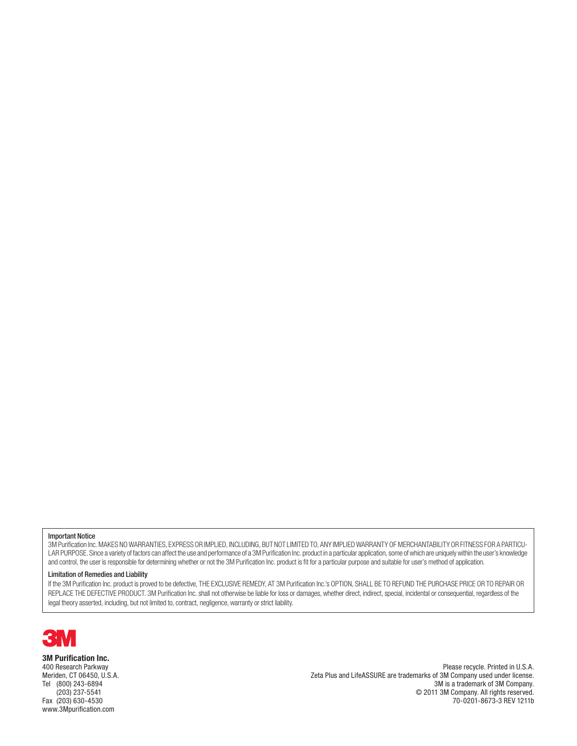**Important Notice**

3M Purification Inc. MAKES NO WARRANTIES, EXPRESS OR IMPLIED, INCLUDING, BUT NOT LIMITED TO, ANY IMPLIED WARRANTY OF MERCHANTABILITY OR FITNESS FOR A PARTICULAR PURPOSE. Since a variety of factors can affect the use and performance of a 3M Purification Inc. product in a particular application, some of which are uniquely within the user's knowledge and control, the user is responsible for determining whether or not the 3M Purification Inc. product is fit for a particular purpose and suitable for user's method of application.

**Limitation of Remedies and Liability**

If the 3M Purification Inc. product is proved to be defective, THE EXCLUSIVE REMEDY, AT 3M Purification Inc.'s OPTION, SHALL BE TO REFUND THE PURCHASE PRICE OR TO REPAIR OR REPLACE THE DEFECTIVE PRODUCT. 3M Purification Inc. shall not otherwise be liable for loss or damages, whether direct, indirect, special, incidental or consequential, regardless of the legal theory asserted, including, but not limited to, contract, negligence, warranty or strict liability.

3M

**3M Purification Inc.**
400 Research Parkway
Meriden, CT 06450, U.S.A.
Tel (800) 243-6894
(203) 237-5541
Fax (203) 630-4530
www.3Mpurification.com

Please recycle. Printed in U.S.A.
Zeta Plus and LifeASSURE are trademarks of 3M Company used under license.
3M is a trademark of 3M Company.
© 2011 3M Company. All rights reserved.
70-0201-8673-3 REV 1211b